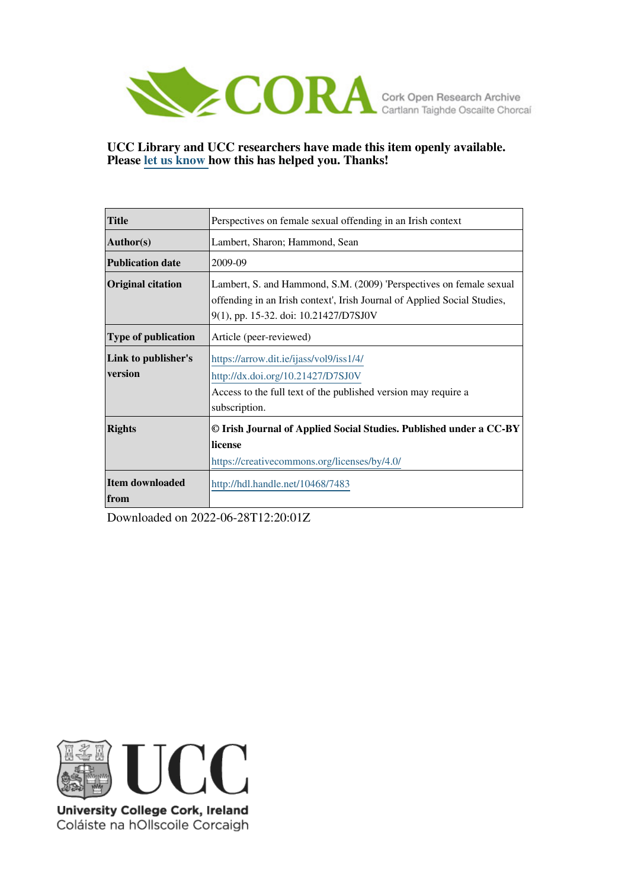CORA Cork Open Research Archive
Cartlann Taighde Oscailte Chorcaí

**UCC Library and UCC researchers have made this item openly available. Please let us know how this has helped you. Thanks!**

| **Title** | Perspectives on female sexual offending in an Irish context |
|---|---|
| **Author(s)** | Lambert, Sharon; Hammond, Sean |
| **Publication date** | 2009-09 |
| **Original citation** | Lambert, S. and Hammond, S.M. (2009) 'Perspectives on female sexual offending in an Irish context', Irish Journal of Applied Social Studies, 9(1), pp. 15-32. doi: 10.21427/D7SJ0V |
| **Type of publication** | Article (peer-reviewed) |
| **Link to publisher's version** | https://arrow.dit.ie/ijass/vol9/iss1/4/<br>http://dx.doi.org/10.21427/D7SJ0V<br>Access to the full text of the published version may require a subscription. |
| **Rights** | **© Irish Journal of Applied Social Studies. Published under a CC-BY license**<br>https://creativecommons.org/licenses/by/4.0/ |
| **Item downloaded from** | http://hdl.handle.net/10468/7483 |

Downloaded on 2022-06-28T12:20:01Z

UCC
University College Cork, Ireland
Coláiste na hOllscoile Corcaigh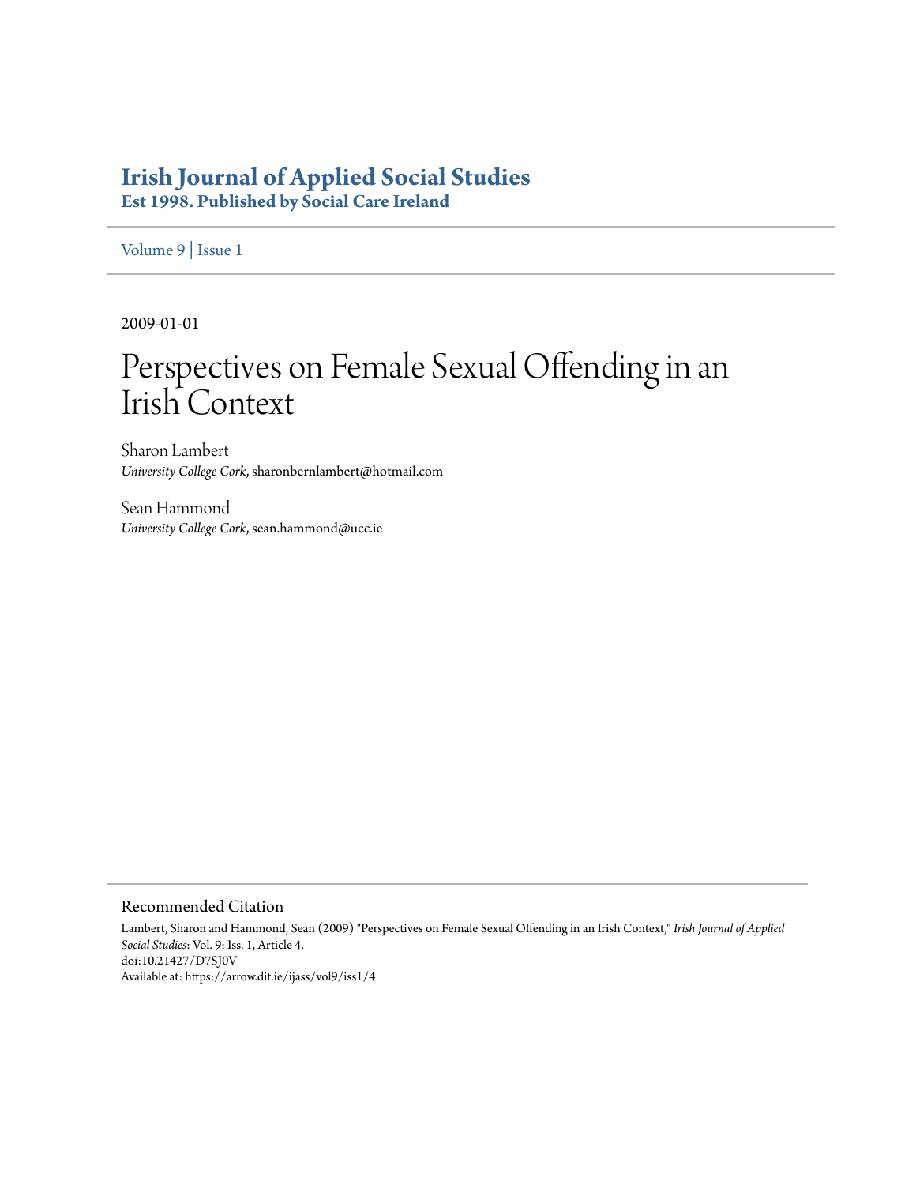# Irish Journal of Applied Social Studies

**Est 1998. Published by Social Care Ireland**

Volume 9 | Issue 1

2009-01-01

# Perspectives on Female Sexual Offending in an Irish Context

Sharon Lambert
*University College Cork*, sharonbernlambert@hotmail.com

Sean Hammond
*University College Cork*, sean.hammond@ucc.ie

## Recommended Citation

Lambert, Sharon and Hammond, Sean (2009) "Perspectives on Female Sexual Offending in an Irish Context," *Irish Journal of Applied Social Studies*: Vol. 9: Iss. 1, Article 4.
doi:10.21427/D7SJ0V
Available at: https://arrow.dit.ie/ijass/vol9/iss1/4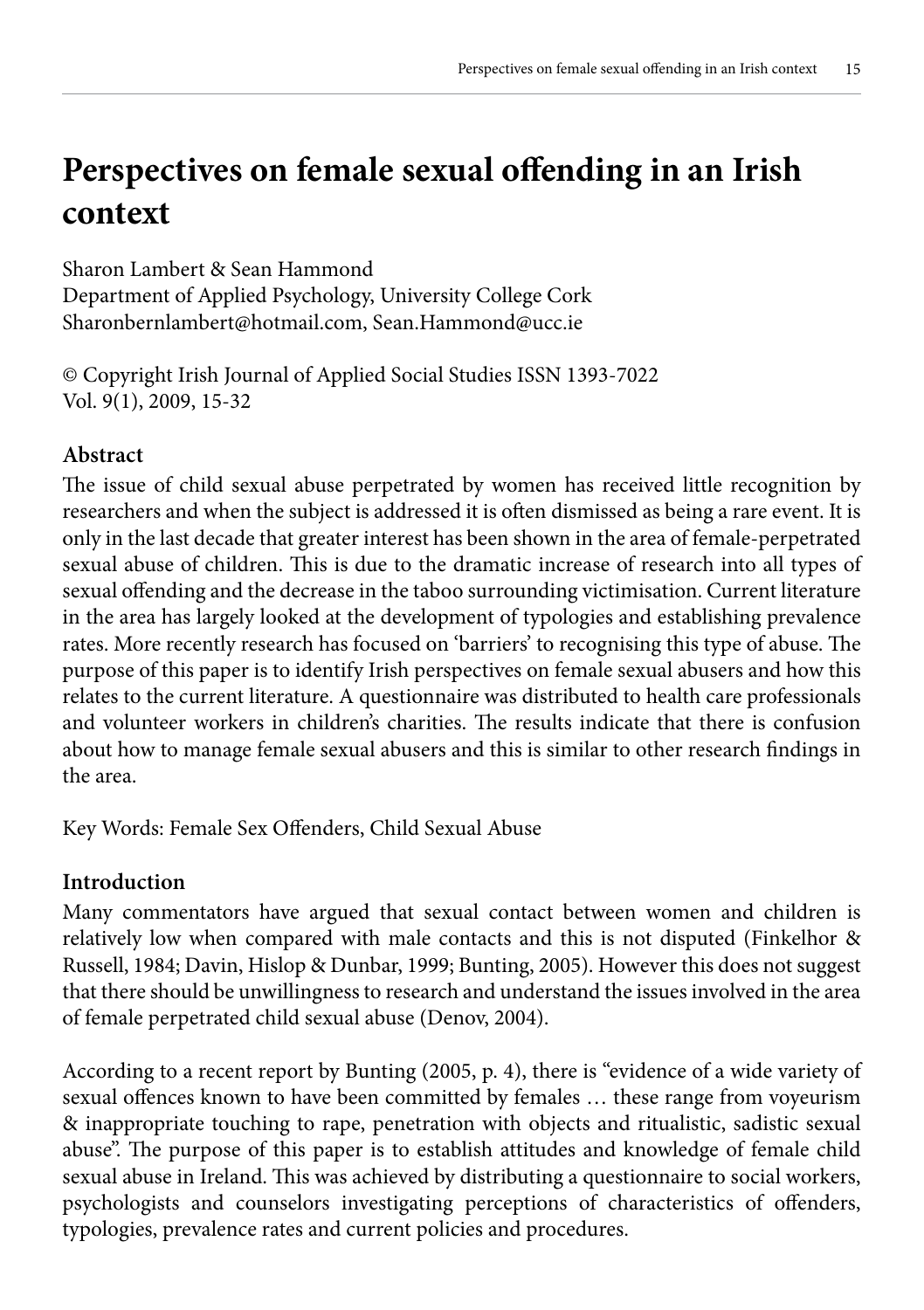# Perspectives on female sexual offending in an Irish context

Sharon Lambert & Sean Hammond
Department of Applied Psychology, University College Cork
Sharonbernlambert@hotmail.com, Sean.Hammond@ucc.ie

© Copyright Irish Journal of Applied Social Studies ISSN 1393-7022
Vol. 9(1), 2009, 15-32

## Abstract

The issue of child sexual abuse perpetrated by women has received little recognition by researchers and when the subject is addressed it is often dismissed as being a rare event. It is only in the last decade that greater interest has been shown in the area of female-perpetrated sexual abuse of children. This is due to the dramatic increase of research into all types of sexual offending and the decrease in the taboo surrounding victimisation. Current literature in the area has largely looked at the development of typologies and establishing prevalence rates. More recently research has focused on 'barriers' to recognising this type of abuse. The purpose of this paper is to identify Irish perspectives on female sexual abusers and how this relates to the current literature. A questionnaire was distributed to health care professionals and volunteer workers in children's charities. The results indicate that there is confusion about how to manage female sexual abusers and this is similar to other research findings in the area.

Key Words: Female Sex Offenders, Child Sexual Abuse

## Introduction

Many commentators have argued that sexual contact between women and children is relatively low when compared with male contacts and this is not disputed (Finkelhor & Russell, 1984; Davin, Hislop & Dunbar, 1999; Bunting, 2005). However this does not suggest that there should be unwillingness to research and understand the issues involved in the area of female perpetrated child sexual abuse (Denov, 2004).

According to a recent report by Bunting (2005, p. 4), there is "evidence of a wide variety of sexual offences known to have been committed by females … these range from voyeurism & inappropriate touching to rape, penetration with objects and ritualistic, sadistic sexual abuse". The purpose of this paper is to establish attitudes and knowledge of female child sexual abuse in Ireland. This was achieved by distributing a questionnaire to social workers, psychologists and counselors investigating perceptions of characteristics of offenders, typologies, prevalence rates and current policies and procedures.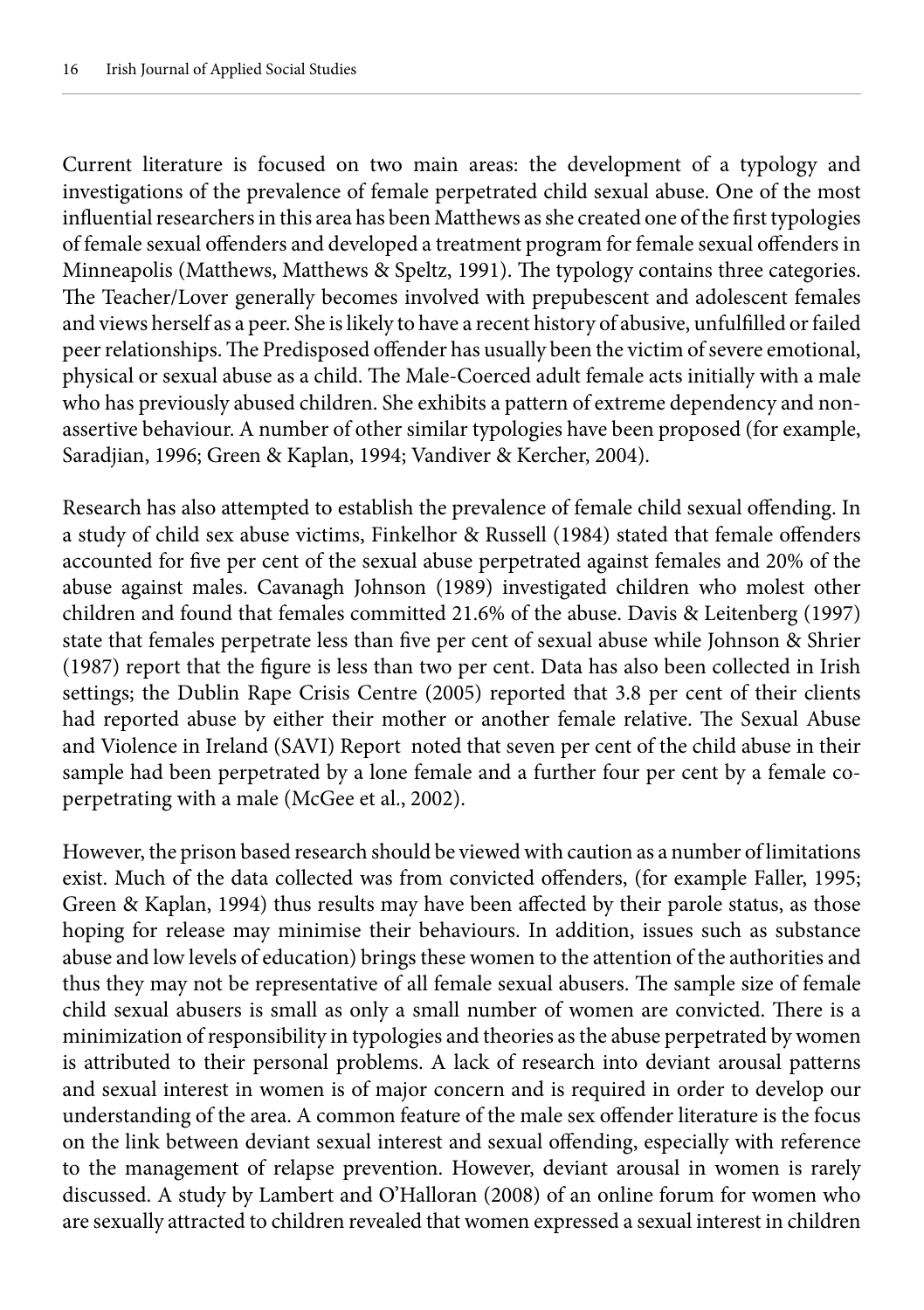Current literature is focused on two main areas: the development of a typology and investigations of the prevalence of female perpetrated child sexual abuse. One of the most influential researchers in this area has been Matthews as she created one of the first typologies of female sexual offenders and developed a treatment program for female sexual offenders in Minneapolis (Matthews, Matthews & Speltz, 1991). The typology contains three categories. The Teacher/Lover generally becomes involved with prepubescent and adolescent females and views herself as a peer. She is likely to have a recent history of abusive, unfulfilled or failed peer relationships. The Predisposed offender has usually been the victim of severe emotional, physical or sexual abuse as a child. The Male-Coerced adult female acts initially with a male who has previously abused children. She exhibits a pattern of extreme dependency and non-assertive behaviour. A number of other similar typologies have been proposed (for example, Saradjian, 1996; Green & Kaplan, 1994; Vandiver & Kercher, 2004).

Research has also attempted to establish the prevalence of female child sexual offending. In a study of child sex abuse victims, Finkelhor & Russell (1984) stated that female offenders accounted for five per cent of the sexual abuse perpetrated against females and 20% of the abuse against males. Cavanagh Johnson (1989) investigated children who molest other children and found that females committed 21.6% of the abuse. Davis & Leitenberg (1997) state that females perpetrate less than five per cent of sexual abuse while Johnson & Shrier (1987) report that the figure is less than two per cent. Data has also been collected in Irish settings; the Dublin Rape Crisis Centre (2005) reported that 3.8 per cent of their clients had reported abuse by either their mother or another female relative. The Sexual Abuse and Violence in Ireland (SAVI) Report noted that seven per cent of the child abuse in their sample had been perpetrated by a lone female and a further four per cent by a female co-perpetrating with a male (McGee et al., 2002).

However, the prison based research should be viewed with caution as a number of limitations exist. Much of the data collected was from convicted offenders, (for example Faller, 1995; Green & Kaplan, 1994) thus results may have been affected by their parole status, as those hoping for release may minimise their behaviours. In addition, issues such as substance abuse and low levels of education) brings these women to the attention of the authorities and thus they may not be representative of all female sexual abusers. The sample size of female child sexual abusers is small as only a small number of women are convicted. There is a minimization of responsibility in typologies and theories as the abuse perpetrated by women is attributed to their personal problems. A lack of research into deviant arousal patterns and sexual interest in women is of major concern and is required in order to develop our understanding of the area. A common feature of the male sex offender literature is the focus on the link between deviant sexual interest and sexual offending, especially with reference to the management of relapse prevention. However, deviant arousal in women is rarely discussed. A study by Lambert and O'Halloran (2008) of an online forum for women who are sexually attracted to children revealed that women expressed a sexual interest in children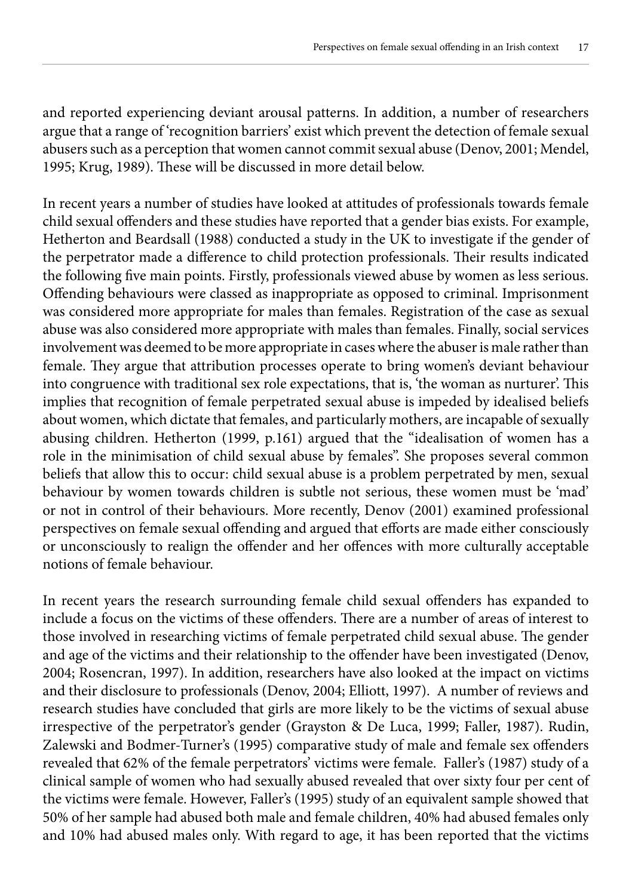and reported experiencing deviant arousal patterns. In addition, a number of researchers argue that a range of 'recognition barriers' exist which prevent the detection of female sexual abusers such as a perception that women cannot commit sexual abuse (Denov, 2001; Mendel, 1995; Krug, 1989). These will be discussed in more detail below.

In recent years a number of studies have looked at attitudes of professionals towards female child sexual offenders and these studies have reported that a gender bias exists. For example, Hetherton and Beardsall (1988) conducted a study in the UK to investigate if the gender of the perpetrator made a difference to child protection professionals. Their results indicated the following five main points. Firstly, professionals viewed abuse by women as less serious. Offending behaviours were classed as inappropriate as opposed to criminal. Imprisonment was considered more appropriate for males than females. Registration of the case as sexual abuse was also considered more appropriate with males than females. Finally, social services involvement was deemed to be more appropriate in cases where the abuser is male rather than female. They argue that attribution processes operate to bring women's deviant behaviour into congruence with traditional sex role expectations, that is, 'the woman as nurturer'. This implies that recognition of female perpetrated sexual abuse is impeded by idealised beliefs about women, which dictate that females, and particularly mothers, are incapable of sexually abusing children. Hetherton (1999, p.161) argued that the "idealisation of women has a role in the minimisation of child sexual abuse by females". She proposes several common beliefs that allow this to occur: child sexual abuse is a problem perpetrated by men, sexual behaviour by women towards children is subtle not serious, these women must be 'mad' or not in control of their behaviours. More recently, Denov (2001) examined professional perspectives on female sexual offending and argued that efforts are made either consciously or unconsciously to realign the offender and her offences with more culturally acceptable notions of female behaviour.

In recent years the research surrounding female child sexual offenders has expanded to include a focus on the victims of these offenders. There are a number of areas of interest to those involved in researching victims of female perpetrated child sexual abuse. The gender and age of the victims and their relationship to the offender have been investigated (Denov, 2004; Rosencran, 1997). In addition, researchers have also looked at the impact on victims and their disclosure to professionals (Denov, 2004; Elliott, 1997). A number of reviews and research studies have concluded that girls are more likely to be the victims of sexual abuse irrespective of the perpetrator's gender (Grayston & De Luca, 1999; Faller, 1987). Rudin, Zalewski and Bodmer-Turner's (1995) comparative study of male and female sex offenders revealed that 62% of the female perpetrators' victims were female. Faller's (1987) study of a clinical sample of women who had sexually abused revealed that over sixty four per cent of the victims were female. However, Faller's (1995) study of an equivalent sample showed that 50% of her sample had abused both male and female children, 40% had abused females only and 10% had abused males only. With regard to age, it has been reported that the victims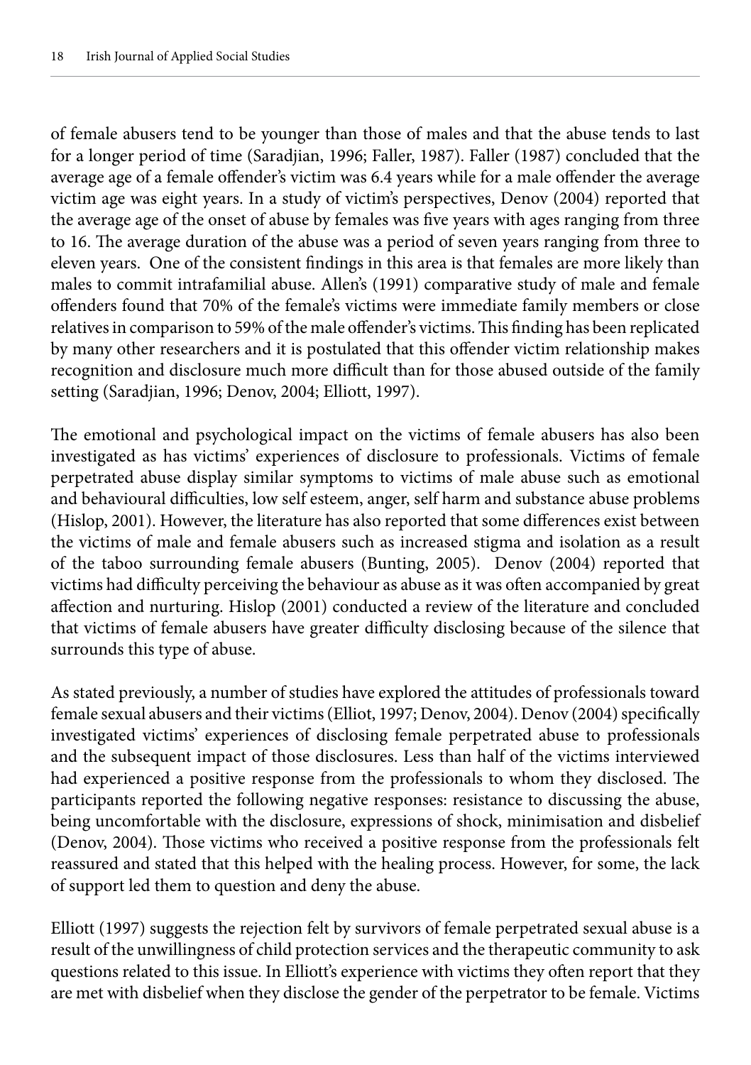of female abusers tend to be younger than those of males and that the abuse tends to last for a longer period of time (Saradjian, 1996; Faller, 1987). Faller (1987) concluded that the average age of a female offender's victim was 6.4 years while for a male offender the average victim age was eight years. In a study of victim's perspectives, Denov (2004) reported that the average age of the onset of abuse by females was five years with ages ranging from three to 16. The average duration of the abuse was a period of seven years ranging from three to eleven years. One of the consistent findings in this area is that females are more likely than males to commit intrafamilial abuse. Allen's (1991) comparative study of male and female offenders found that 70% of the female's victims were immediate family members or close relatives in comparison to 59% of the male offender's victims. This finding has been replicated by many other researchers and it is postulated that this offender victim relationship makes recognition and disclosure much more difficult than for those abused outside of the family setting (Saradjian, 1996; Denov, 2004; Elliott, 1997).

The emotional and psychological impact on the victims of female abusers has also been investigated as has victims' experiences of disclosure to professionals. Victims of female perpetrated abuse display similar symptoms to victims of male abuse such as emotional and behavioural difficulties, low self esteem, anger, self harm and substance abuse problems (Hislop, 2001). However, the literature has also reported that some differences exist between the victims of male and female abusers such as increased stigma and isolation as a result of the taboo surrounding female abusers (Bunting, 2005). Denov (2004) reported that victims had difficulty perceiving the behaviour as abuse as it was often accompanied by great affection and nurturing. Hislop (2001) conducted a review of the literature and concluded that victims of female abusers have greater difficulty disclosing because of the silence that surrounds this type of abuse.

As stated previously, a number of studies have explored the attitudes of professionals toward female sexual abusers and their victims (Elliot, 1997; Denov, 2004). Denov (2004) specifically investigated victims' experiences of disclosing female perpetrated abuse to professionals and the subsequent impact of those disclosures. Less than half of the victims interviewed had experienced a positive response from the professionals to whom they disclosed. The participants reported the following negative responses: resistance to discussing the abuse, being uncomfortable with the disclosure, expressions of shock, minimisation and disbelief (Denov, 2004). Those victims who received a positive response from the professionals felt reassured and stated that this helped with the healing process. However, for some, the lack of support led them to question and deny the abuse.

Elliott (1997) suggests the rejection felt by survivors of female perpetrated sexual abuse is a result of the unwillingness of child protection services and the therapeutic community to ask questions related to this issue. In Elliott's experience with victims they often report that they are met with disbelief when they disclose the gender of the perpetrator to be female. Victims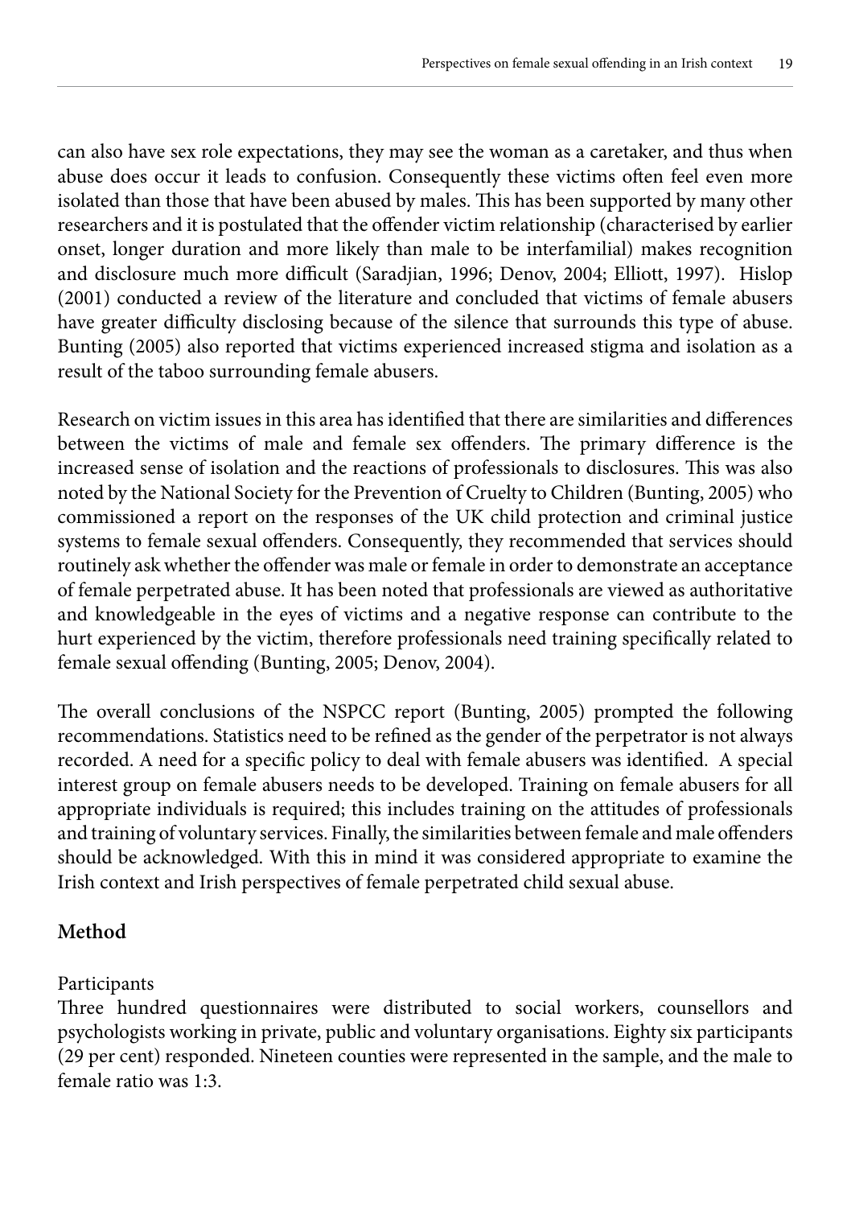can also have sex role expectations, they may see the woman as a caretaker, and thus when abuse does occur it leads to confusion. Consequently these victims often feel even more isolated than those that have been abused by males. This has been supported by many other researchers and it is postulated that the offender victim relationship (characterised by earlier onset, longer duration and more likely than male to be interfamilial) makes recognition and disclosure much more difficult (Saradjian, 1996; Denov, 2004; Elliott, 1997). Hislop (2001) conducted a review of the literature and concluded that victims of female abusers have greater difficulty disclosing because of the silence that surrounds this type of abuse. Bunting (2005) also reported that victims experienced increased stigma and isolation as a result of the taboo surrounding female abusers.

Research on victim issues in this area has identified that there are similarities and differences between the victims of male and female sex offenders. The primary difference is the increased sense of isolation and the reactions of professionals to disclosures. This was also noted by the National Society for the Prevention of Cruelty to Children (Bunting, 2005) who commissioned a report on the responses of the UK child protection and criminal justice systems to female sexual offenders. Consequently, they recommended that services should routinely ask whether the offender was male or female in order to demonstrate an acceptance of female perpetrated abuse. It has been noted that professionals are viewed as authoritative and knowledgeable in the eyes of victims and a negative response can contribute to the hurt experienced by the victim, therefore professionals need training specifically related to female sexual offending (Bunting, 2005; Denov, 2004).

The overall conclusions of the NSPCC report (Bunting, 2005) prompted the following recommendations. Statistics need to be refined as the gender of the perpetrator is not always recorded. A need for a specific policy to deal with female abusers was identified. A special interest group on female abusers needs to be developed. Training on female abusers for all appropriate individuals is required; this includes training on the attitudes of professionals and training of voluntary services. Finally, the similarities between female and male offenders should be acknowledged. With this in mind it was considered appropriate to examine the Irish context and Irish perspectives of female perpetrated child sexual abuse.

## Method

Participants

Three hundred questionnaires were distributed to social workers, counsellors and psychologists working in private, public and voluntary organisations. Eighty six participants (29 per cent) responded. Nineteen counties were represented in the sample, and the male to female ratio was 1:3.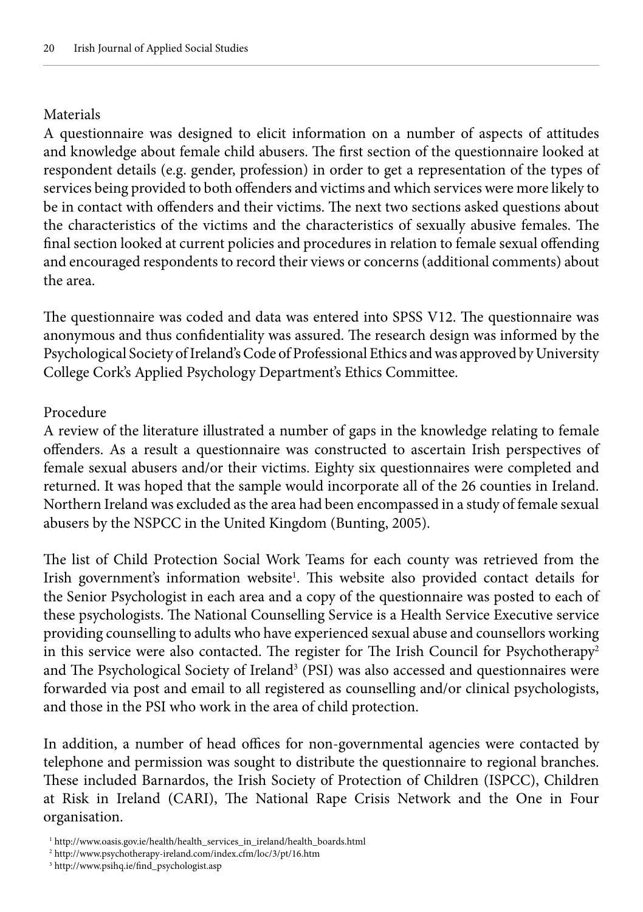### Materials

A questionnaire was designed to elicit information on a number of aspects of attitudes and knowledge about female child abusers. The first section of the questionnaire looked at respondent details (e.g. gender, profession) in order to get a representation of the types of services being provided to both offenders and victims and which services were more likely to be in contact with offenders and their victims. The next two sections asked questions about the characteristics of the victims and the characteristics of sexually abusive females. The final section looked at current policies and procedures in relation to female sexual offending and encouraged respondents to record their views or concerns (additional comments) about the area.

The questionnaire was coded and data was entered into SPSS V12. The questionnaire was anonymous and thus confidentiality was assured. The research design was informed by the Psychological Society of Ireland's Code of Professional Ethics and was approved by University College Cork's Applied Psychology Department's Ethics Committee.

### Procedure

A review of the literature illustrated a number of gaps in the knowledge relating to female offenders. As a result a questionnaire was constructed to ascertain Irish perspectives of female sexual abusers and/or their victims. Eighty six questionnaires were completed and returned. It was hoped that the sample would incorporate all of the 26 counties in Ireland. Northern Ireland was excluded as the area had been encompassed in a study of female sexual abusers by the NSPCC in the United Kingdom (Bunting, 2005).

The list of Child Protection Social Work Teams for each county was retrieved from the Irish government's information website[1]. This website also provided contact details for the Senior Psychologist in each area and a copy of the questionnaire was posted to each of these psychologists. The National Counselling Service is a Health Service Executive service providing counselling to adults who have experienced sexual abuse and counsellors working in this service were also contacted. The register for The Irish Council for Psychotherapy[2] and The Psychological Society of Ireland[3] (PSI) was also accessed and questionnaires were forwarded via post and email to all registered as counselling and/or clinical psychologists, and those in the PSI who work in the area of child protection.

In addition, a number of head offices for non-governmental agencies were contacted by telephone and permission was sought to distribute the questionnaire to regional branches. These included Barnardos, the Irish Society of Protection of Children (ISPCC), Children at Risk in Ireland (CARI), The National Rape Crisis Network and the One in Four organisation.

[1] http://www.oasis.gov.ie/health/health_services_in_ireland/health_boards.html

[2] http://www.psychotherapy-ireland.com/index.cfm/loc/3/pt/16.htm

[3] http://www.psihq.ie/find_psychologist.asp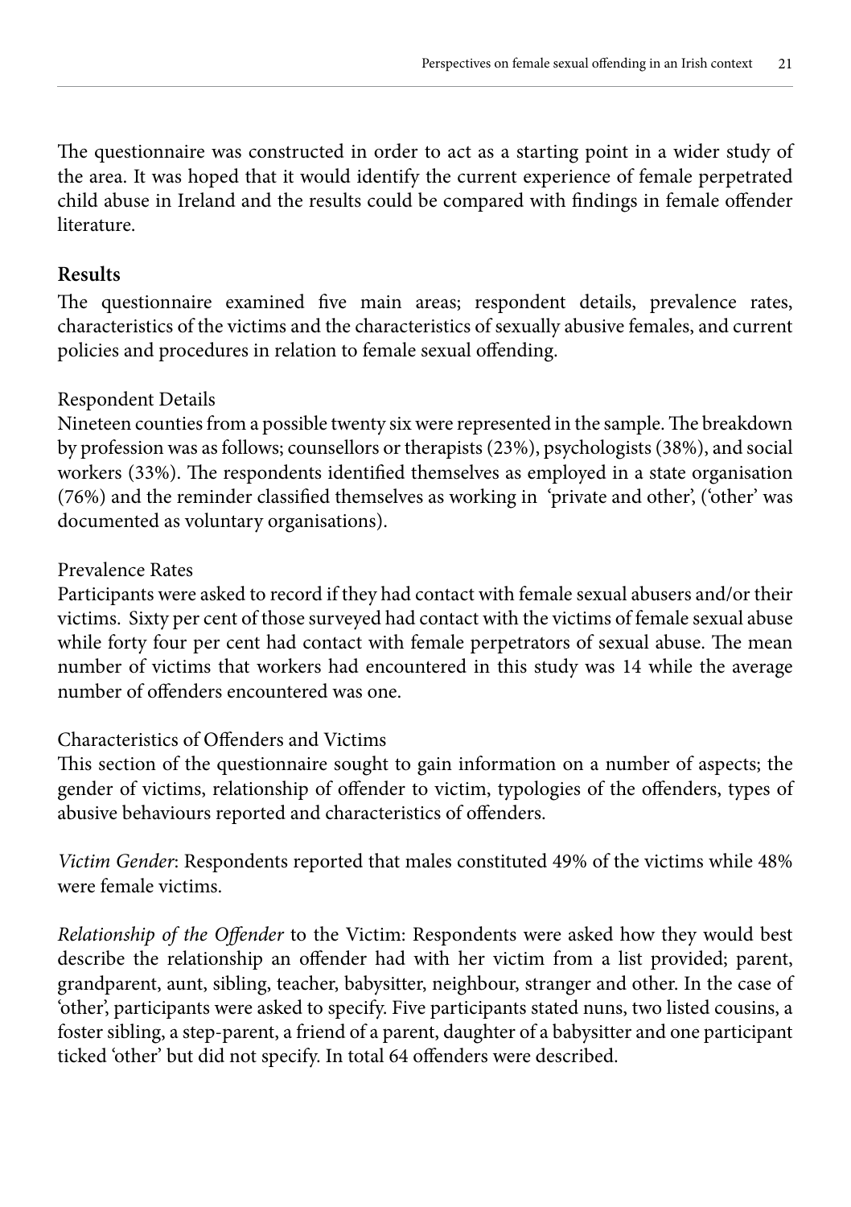The questionnaire was constructed in order to act as a starting point in a wider study of the area. It was hoped that it would identify the current experience of female perpetrated child abuse in Ireland and the results could be compared with findings in female offender literature.

## Results

The questionnaire examined five main areas; respondent details, prevalence rates, characteristics of the victims and the characteristics of sexually abusive females, and current policies and procedures in relation to female sexual offending.

### Respondent Details

Nineteen counties from a possible twenty six were represented in the sample. The breakdown by profession was as follows; counsellors or therapists (23%), psychologists (38%), and social workers (33%). The respondents identified themselves as employed in a state organisation (76%) and the reminder classified themselves as working in 'private and other', ('other' was documented as voluntary organisations).

### Prevalence Rates

Participants were asked to record if they had contact with female sexual abusers and/or their victims. Sixty per cent of those surveyed had contact with the victims of female sexual abuse while forty four per cent had contact with female perpetrators of sexual abuse. The mean number of victims that workers had encountered in this study was 14 while the average number of offenders encountered was one.

### Characteristics of Offenders and Victims

This section of the questionnaire sought to gain information on a number of aspects; the gender of victims, relationship of offender to victim, typologies of the offenders, types of abusive behaviours reported and characteristics of offenders.

*Victim Gender*: Respondents reported that males constituted 49% of the victims while 48% were female victims.

*Relationship of the Offender* to the Victim: Respondents were asked how they would best describe the relationship an offender had with her victim from a list provided; parent, grandparent, aunt, sibling, teacher, babysitter, neighbour, stranger and other. In the case of 'other', participants were asked to specify. Five participants stated nuns, two listed cousins, a foster sibling, a step-parent, a friend of a parent, daughter of a babysitter and one participant ticked 'other' but did not specify. In total 64 offenders were described.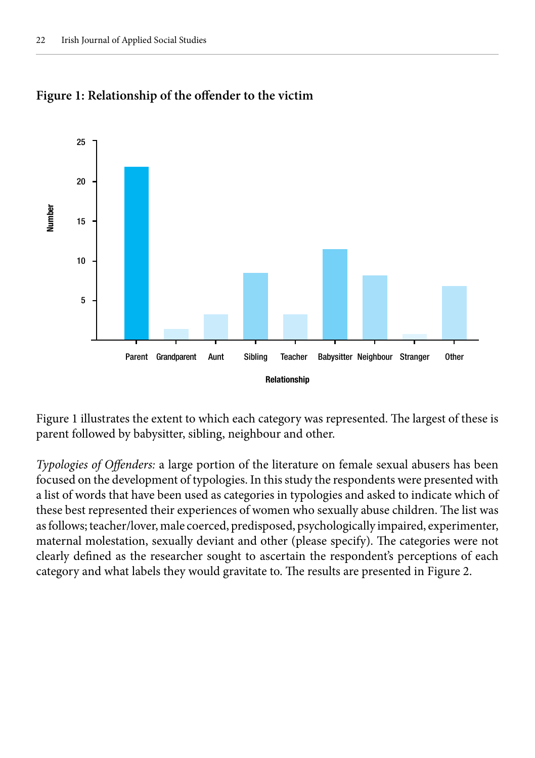**Figure 1: Relationship of the offender to the victim**

Figure 1 illustrates the extent to which each category was represented. The largest of these is parent followed by babysitter, sibling, neighbour and other.

*Typologies of Offenders:* a large portion of the literature on female sexual abusers has been focused on the development of typologies. In this study the respondents were presented with a list of words that have been used as categories in typologies and asked to indicate which of these best represented their experiences of women who sexually abuse children. The list was as follows; teacher/lover, male coerced, predisposed, psychologically impaired, experimenter, maternal molestation, sexually deviant and other (please specify). The categories were not clearly defined as the researcher sought to ascertain the respondent's perceptions of each category and what labels they would gravitate to. The results are presented in Figure 2.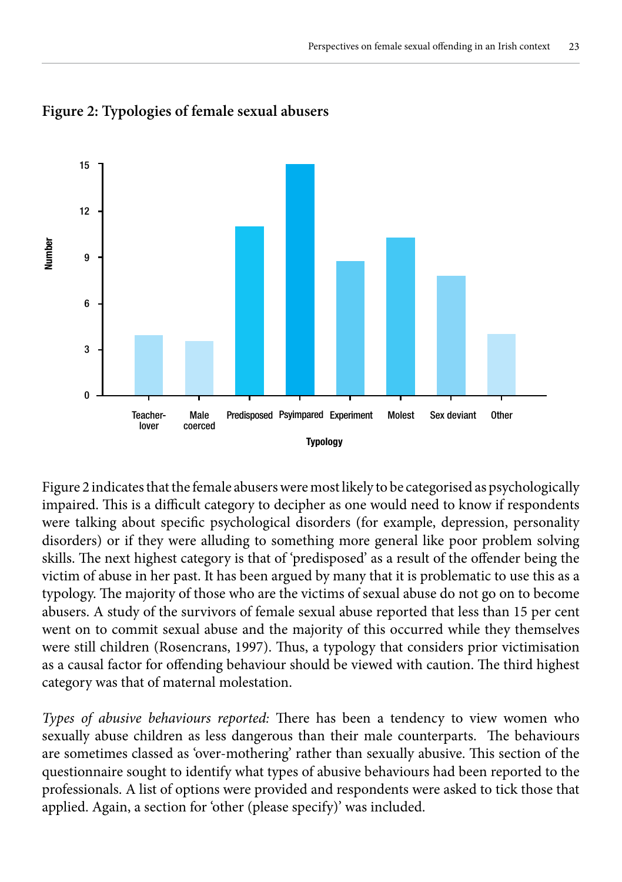**Figure 2: Typologies of female sexual abusers**

Figure 2 indicates that the female abusers were most likely to be categorised as psychologically impaired. This is a difficult category to decipher as one would need to know if respondents were talking about specific psychological disorders (for example, depression, personality disorders) or if they were alluding to something more general like poor problem solving skills. The next highest category is that of 'predisposed' as a result of the offender being the victim of abuse in her past. It has been argued by many that it is problematic to use this as a typology. The majority of those who are the victims of sexual abuse do not go on to become abusers. A study of the survivors of female sexual abuse reported that less than 15 per cent went on to commit sexual abuse and the majority of this occurred while they themselves were still children (Rosencrans, 1997). Thus, a typology that considers prior victimisation as a causal factor for offending behaviour should be viewed with caution. The third highest category was that of maternal molestation.

*Types of abusive behaviours reported:* There has been a tendency to view women who sexually abuse children as less dangerous than their male counterparts. The behaviours are sometimes classed as 'over-mothering' rather than sexually abusive. This section of the questionnaire sought to identify what types of abusive behaviours had been reported to the professionals. A list of options were provided and respondents were asked to tick those that applied. Again, a section for 'other (please specify)' was included.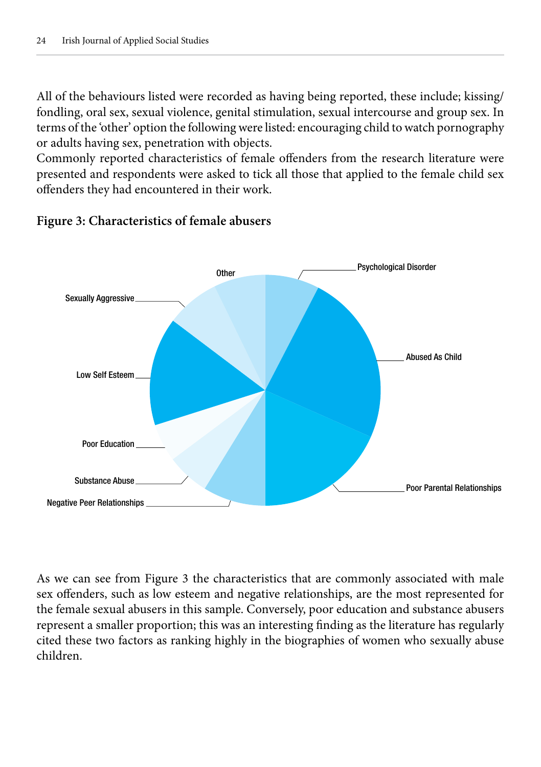All of the behaviours listed were recorded as having being reported, these include; kissing/fondling, oral sex, sexual violence, genital stimulation, sexual intercourse and group sex. In terms of the 'other' option the following were listed: encouraging child to watch pornography or adults having sex, penetration with objects.

Commonly reported characteristics of female offenders from the research literature were presented and respondents were asked to tick all those that applied to the female child sex offenders they had encountered in their work.

**Figure 3: Characteristics of female abusers**

Other

Psychological Disorder

Sexually Aggressive

Abused As Child

Low Self Esteem

Poor Education

Substance Abuse

Negative Peer Relationships

Poor Parental Relationships

As we can see from Figure 3 the characteristics that are commonly associated with male sex offenders, such as low esteem and negative relationships, are the most represented for the female sexual abusers in this sample. Conversely, poor education and substance abusers represent a smaller proportion; this was an interesting finding as the literature has regularly cited these two factors as ranking highly in the biographies of women who sexually abuse children.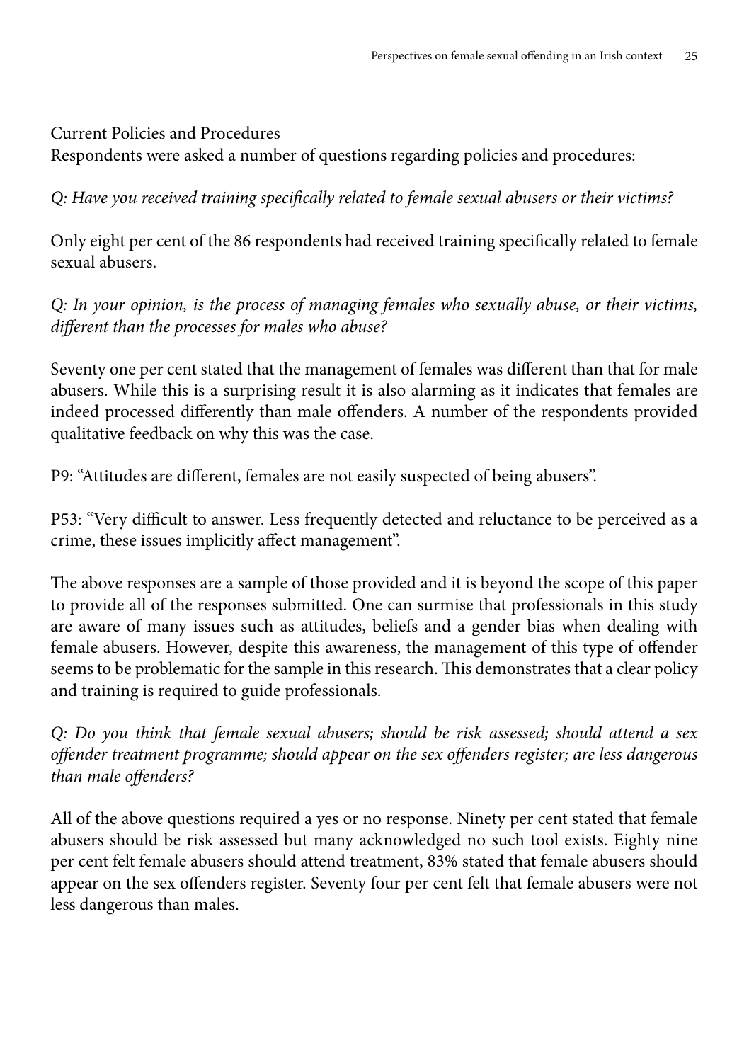## Current Policies and Procedures

Respondents were asked a number of questions regarding policies and procedures:

*Q: Have you received training specifically related to female sexual abusers or their victims?*

Only eight per cent of the 86 respondents had received training specifically related to female sexual abusers.

*Q: In your opinion, is the process of managing females who sexually abuse, or their victims, different than the processes for males who abuse?*

Seventy one per cent stated that the management of females was different than that for male abusers. While this is a surprising result it is also alarming as it indicates that females are indeed processed differently than male offenders. A number of the respondents provided qualitative feedback on why this was the case.

P9: "Attitudes are different, females are not easily suspected of being abusers".

P53: "Very difficult to answer. Less frequently detected and reluctance to be perceived as a crime, these issues implicitly affect management".

The above responses are a sample of those provided and it is beyond the scope of this paper to provide all of the responses submitted. One can surmise that professionals in this study are aware of many issues such as attitudes, beliefs and a gender bias when dealing with female abusers. However, despite this awareness, the management of this type of offender seems to be problematic for the sample in this research. This demonstrates that a clear policy and training is required to guide professionals.

*Q: Do you think that female sexual abusers; should be risk assessed; should attend a sex offender treatment programme; should appear on the sex offenders register; are less dangerous than male offenders?*

All of the above questions required a yes or no response. Ninety per cent stated that female abusers should be risk assessed but many acknowledged no such tool exists. Eighty nine per cent felt female abusers should attend treatment, 83% stated that female abusers should appear on the sex offenders register. Seventy four per cent felt that female abusers were not less dangerous than males.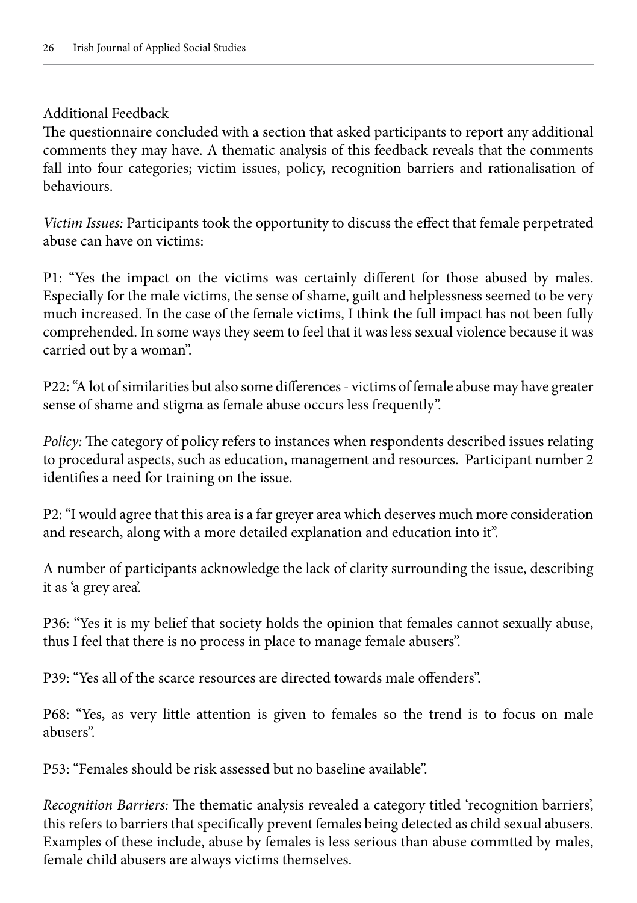Additional Feedback

The questionnaire concluded with a section that asked participants to report any additional comments they may have. A thematic analysis of this feedback reveals that the comments fall into four categories; victim issues, policy, recognition barriers and rationalisation of behaviours.

*Victim Issues:* Participants took the opportunity to discuss the effect that female perpetrated abuse can have on victims:

P1: "Yes the impact on the victims was certainly different for those abused by males. Especially for the male victims, the sense of shame, guilt and helplessness seemed to be very much increased. In the case of the female victims, I think the full impact has not been fully comprehended. In some ways they seem to feel that it was less sexual violence because it was carried out by a woman".

P22: "A lot of similarities but also some differences - victims of female abuse may have greater sense of shame and stigma as female abuse occurs less frequently".

*Policy:* The category of policy refers to instances when respondents described issues relating to procedural aspects, such as education, management and resources. Participant number 2 identifies a need for training on the issue.

P2: "I would agree that this area is a far greyer area which deserves much more consideration and research, along with a more detailed explanation and education into it".

A number of participants acknowledge the lack of clarity surrounding the issue, describing it as 'a grey area'.

P36: "Yes it is my belief that society holds the opinion that females cannot sexually abuse, thus I feel that there is no process in place to manage female abusers".

P39: "Yes all of the scarce resources are directed towards male offenders".

P68: "Yes, as very little attention is given to females so the trend is to focus on male abusers".

P53: "Females should be risk assessed but no baseline available".

*Recognition Barriers:* The thematic analysis revealed a category titled 'recognition barriers', this refers to barriers that specifically prevent females being detected as child sexual abusers. Examples of these include, abuse by females is less serious than abuse commtted by males, female child abusers are always victims themselves.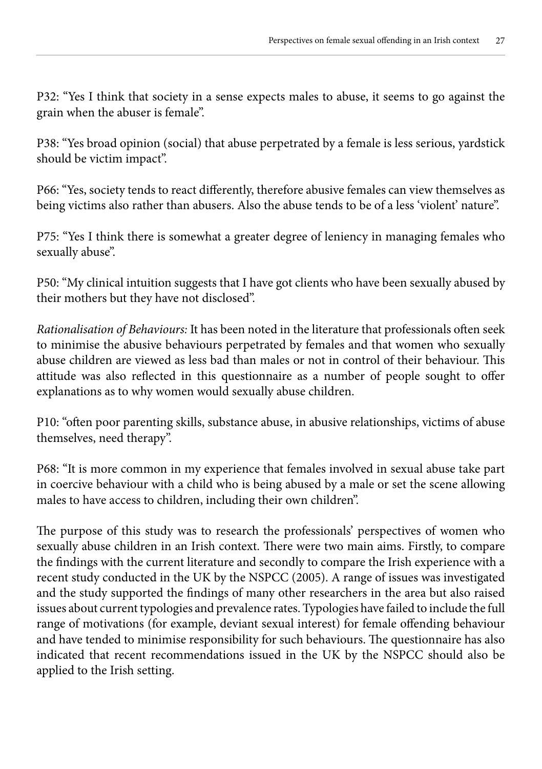P32: "Yes I think that society in a sense expects males to abuse, it seems to go against the grain when the abuser is female".

P38: "Yes broad opinion (social) that abuse perpetrated by a female is less serious, yardstick should be victim impact".

P66: "Yes, society tends to react differently, therefore abusive females can view themselves as being victims also rather than abusers. Also the abuse tends to be of a less 'violent' nature".

P75: "Yes I think there is somewhat a greater degree of leniency in managing females who sexually abuse".

P50: "My clinical intuition suggests that I have got clients who have been sexually abused by their mothers but they have not disclosed".

*Rationalisation of Behaviours:* It has been noted in the literature that professionals often seek to minimise the abusive behaviours perpetrated by females and that women who sexually abuse children are viewed as less bad than males or not in control of their behaviour. This attitude was also reflected in this questionnaire as a number of people sought to offer explanations as to why women would sexually abuse children.

P10: "often poor parenting skills, substance abuse, in abusive relationships, victims of abuse themselves, need therapy".

P68: "It is more common in my experience that females involved in sexual abuse take part in coercive behaviour with a child who is being abused by a male or set the scene allowing males to have access to children, including their own children".

The purpose of this study was to research the professionals' perspectives of women who sexually abuse children in an Irish context. There were two main aims. Firstly, to compare the findings with the current literature and secondly to compare the Irish experience with a recent study conducted in the UK by the NSPCC (2005). A range of issues was investigated and the study supported the findings of many other researchers in the area but also raised issues about current typologies and prevalence rates. Typologies have failed to include the full range of motivations (for example, deviant sexual interest) for female offending behaviour and have tended to minimise responsibility for such behaviours. The questionnaire has also indicated that recent recommendations issued in the UK by the NSPCC should also be applied to the Irish setting.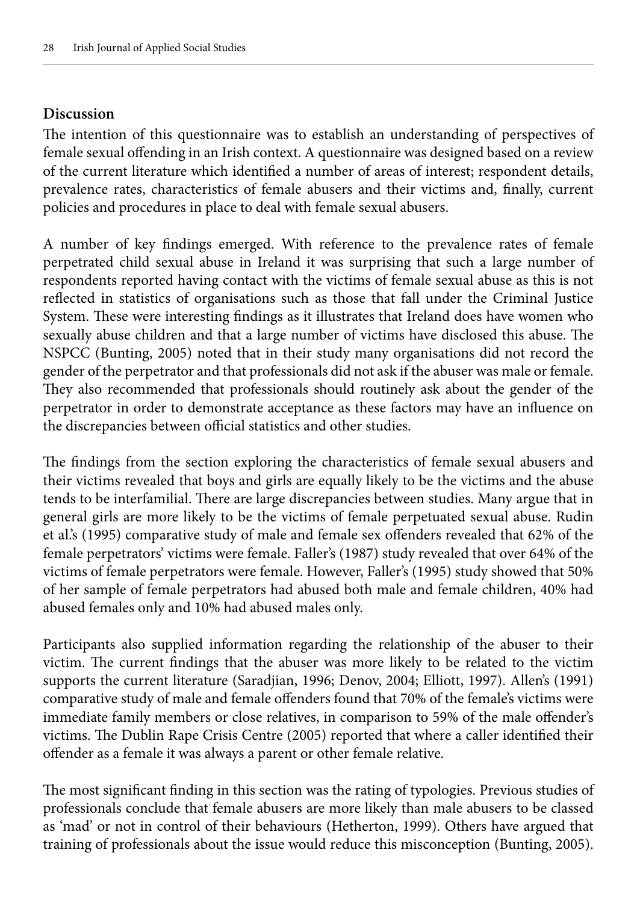## Discussion

The intention of this questionnaire was to establish an understanding of perspectives of female sexual offending in an Irish context. A questionnaire was designed based on a review of the current literature which identified a number of areas of interest; respondent details, prevalence rates, characteristics of female abusers and their victims and, finally, current policies and procedures in place to deal with female sexual abusers.

A number of key findings emerged. With reference to the prevalence rates of female perpetrated child sexual abuse in Ireland it was surprising that such a large number of respondents reported having contact with the victims of female sexual abuse as this is not reflected in statistics of organisations such as those that fall under the Criminal Justice System. These were interesting findings as it illustrates that Ireland does have women who sexually abuse children and that a large number of victims have disclosed this abuse. The NSPCC (Bunting, 2005) noted that in their study many organisations did not record the gender of the perpetrator and that professionals did not ask if the abuser was male or female. They also recommended that professionals should routinely ask about the gender of the perpetrator in order to demonstrate acceptance as these factors may have an influence on the discrepancies between official statistics and other studies.

The findings from the section exploring the characteristics of female sexual abusers and their victims revealed that boys and girls are equally likely to be the victims and the abuse tends to be interfamilial. There are large discrepancies between studies. Many argue that in general girls are more likely to be the victims of female perpetuated sexual abuse. Rudin et al.'s (1995) comparative study of male and female sex offenders revealed that 62% of the female perpetrators' victims were female. Faller's (1987) study revealed that over 64% of the victims of female perpetrators were female. However, Faller's (1995) study showed that 50% of her sample of female perpetrators had abused both male and female children, 40% had abused females only and 10% had abused males only.

Participants also supplied information regarding the relationship of the abuser to their victim. The current findings that the abuser was more likely to be related to the victim supports the current literature (Saradjian, 1996; Denov, 2004; Elliott, 1997). Allen's (1991) comparative study of male and female offenders found that 70% of the female's victims were immediate family members or close relatives, in comparison to 59% of the male offender's victims. The Dublin Rape Crisis Centre (2005) reported that where a caller identified their offender as a female it was always a parent or other female relative.

The most significant finding in this section was the rating of typologies. Previous studies of professionals conclude that female abusers are more likely than male abusers to be classed as 'mad' or not in control of their behaviours (Hetherton, 1999). Others have argued that training of professionals about the issue would reduce this misconception (Bunting, 2005).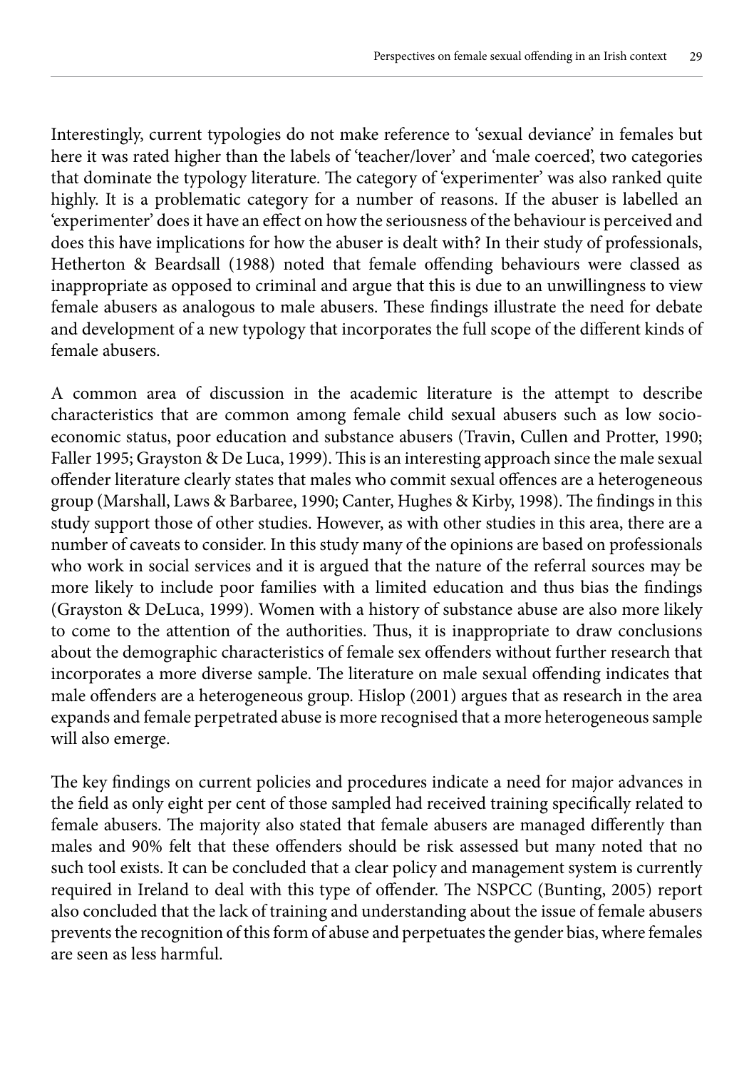Interestingly, current typologies do not make reference to 'sexual deviance' in females but here it was rated higher than the labels of 'teacher/lover' and 'male coerced', two categories that dominate the typology literature. The category of 'experimenter' was also ranked quite highly. It is a problematic category for a number of reasons. If the abuser is labelled an 'experimenter' does it have an effect on how the seriousness of the behaviour is perceived and does this have implications for how the abuser is dealt with? In their study of professionals, Hetherton & Beardsall (1988) noted that female offending behaviours were classed as inappropriate as opposed to criminal and argue that this is due to an unwillingness to view female abusers as analogous to male abusers. These findings illustrate the need for debate and development of a new typology that incorporates the full scope of the different kinds of female abusers.

A common area of discussion in the academic literature is the attempt to describe characteristics that are common among female child sexual abusers such as low socio-economic status, poor education and substance abusers (Travin, Cullen and Protter, 1990; Faller 1995; Grayston & De Luca, 1999). This is an interesting approach since the male sexual offender literature clearly states that males who commit sexual offences are a heterogeneous group (Marshall, Laws & Barbaree, 1990; Canter, Hughes & Kirby, 1998). The findings in this study support those of other studies. However, as with other studies in this area, there are a number of caveats to consider. In this study many of the opinions are based on professionals who work in social services and it is argued that the nature of the referral sources may be more likely to include poor families with a limited education and thus bias the findings (Grayston & DeLuca, 1999). Women with a history of substance abuse are also more likely to come to the attention of the authorities. Thus, it is inappropriate to draw conclusions about the demographic characteristics of female sex offenders without further research that incorporates a more diverse sample. The literature on male sexual offending indicates that male offenders are a heterogeneous group. Hislop (2001) argues that as research in the area expands and female perpetrated abuse is more recognised that a more heterogeneous sample will also emerge.

The key findings on current policies and procedures indicate a need for major advances in the field as only eight per cent of those sampled had received training specifically related to female abusers. The majority also stated that female abusers are managed differently than males and 90% felt that these offenders should be risk assessed but many noted that no such tool exists. It can be concluded that a clear policy and management system is currently required in Ireland to deal with this type of offender. The NSPCC (Bunting, 2005) report also concluded that the lack of training and understanding about the issue of female abusers prevents the recognition of this form of abuse and perpetuates the gender bias, where females are seen as less harmful.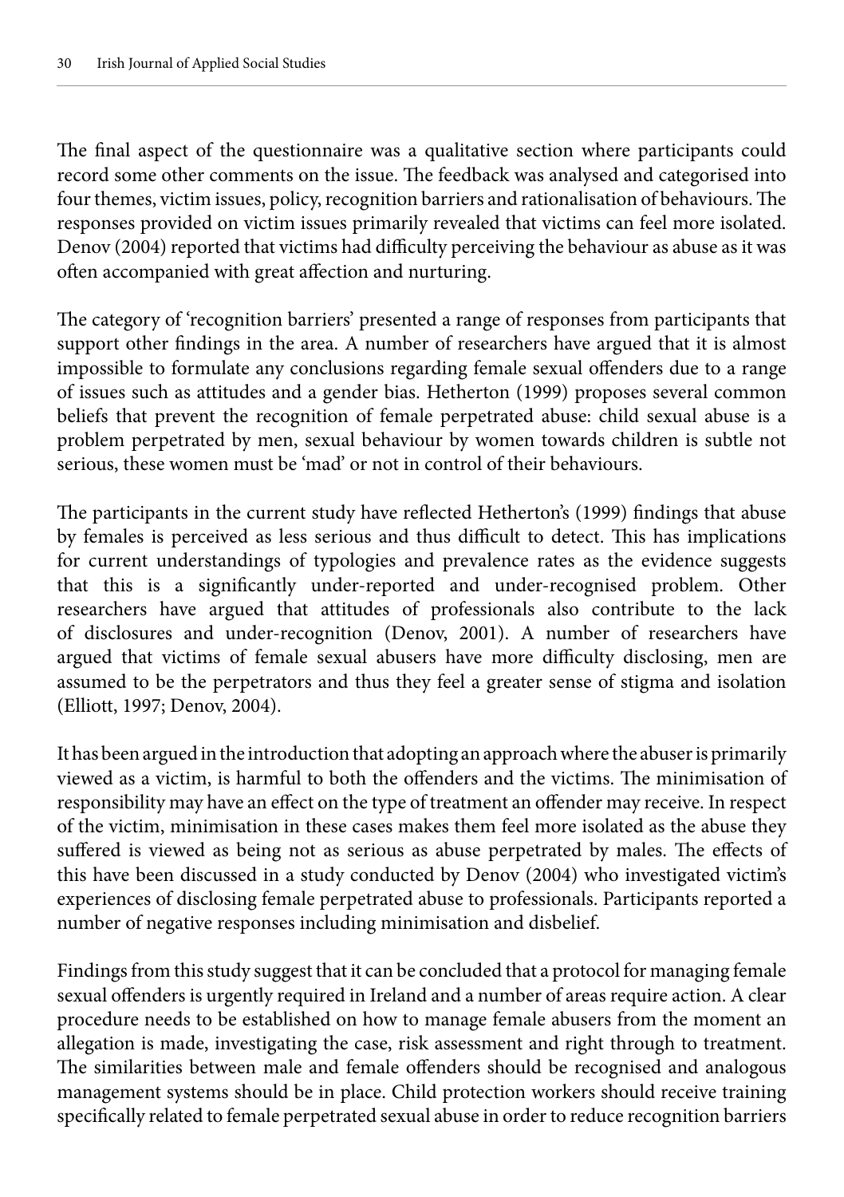The final aspect of the questionnaire was a qualitative section where participants could record some other comments on the issue. The feedback was analysed and categorised into four themes, victim issues, policy, recognition barriers and rationalisation of behaviours. The responses provided on victim issues primarily revealed that victims can feel more isolated. Denov (2004) reported that victims had difficulty perceiving the behaviour as abuse as it was often accompanied with great affection and nurturing.

The category of 'recognition barriers' presented a range of responses from participants that support other findings in the area. A number of researchers have argued that it is almost impossible to formulate any conclusions regarding female sexual offenders due to a range of issues such as attitudes and a gender bias. Hetherton (1999) proposes several common beliefs that prevent the recognition of female perpetrated abuse: child sexual abuse is a problem perpetrated by men, sexual behaviour by women towards children is subtle not serious, these women must be 'mad' or not in control of their behaviours.

The participants in the current study have reflected Hetherton's (1999) findings that abuse by females is perceived as less serious and thus difficult to detect. This has implications for current understandings of typologies and prevalence rates as the evidence suggests that this is a significantly under-reported and under-recognised problem. Other researchers have argued that attitudes of professionals also contribute to the lack of disclosures and under-recognition (Denov, 2001). A number of researchers have argued that victims of female sexual abusers have more difficulty disclosing, men are assumed to be the perpetrators and thus they feel a greater sense of stigma and isolation (Elliott, 1997; Denov, 2004).

It has been argued in the introduction that adopting an approach where the abuser is primarily viewed as a victim, is harmful to both the offenders and the victims. The minimisation of responsibility may have an effect on the type of treatment an offender may receive. In respect of the victim, minimisation in these cases makes them feel more isolated as the abuse they suffered is viewed as being not as serious as abuse perpetrated by males. The effects of this have been discussed in a study conducted by Denov (2004) who investigated victim's experiences of disclosing female perpetrated abuse to professionals. Participants reported a number of negative responses including minimisation and disbelief.

Findings from this study suggest that it can be concluded that a protocol for managing female sexual offenders is urgently required in Ireland and a number of areas require action. A clear procedure needs to be established on how to manage female abusers from the moment an allegation is made, investigating the case, risk assessment and right through to treatment. The similarities between male and female offenders should be recognised and analogous management systems should be in place. Child protection workers should receive training specifically related to female perpetrated sexual abuse in order to reduce recognition barriers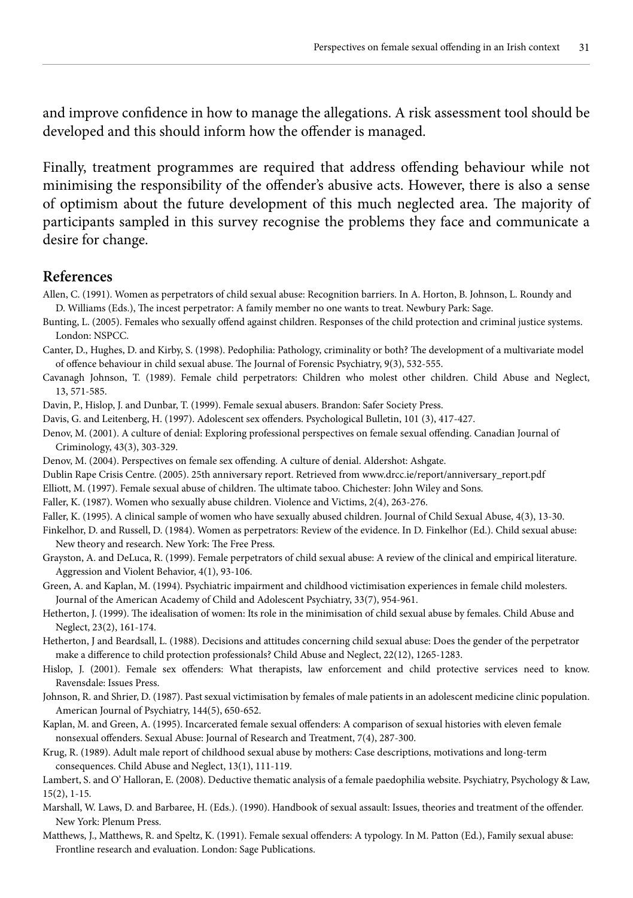and improve confidence in how to manage the allegations. A risk assessment tool should be developed and this should inform how the offender is managed.

Finally, treatment programmes are required that address offending behaviour while not minimising the responsibility of the offender's abusive acts. However, there is also a sense of optimism about the future development of this much neglected area. The majority of participants sampled in this survey recognise the problems they face and communicate a desire for change.

## References

Allen, C. (1991). Women as perpetrators of child sexual abuse: Recognition barriers. In A. Horton, B. Johnson, L. Roundy and D. Williams (Eds.), The incest perpetrator: A family member no one wants to treat. Newbury Park: Sage.

Bunting, L. (2005). Females who sexually offend against children. Responses of the child protection and criminal justice systems. London: NSPCC.

Canter, D., Hughes, D. and Kirby, S. (1998). Pedophilia: Pathology, criminality or both? The development of a multivariate model of offence behaviour in child sexual abuse. The Journal of Forensic Psychiatry, 9(3), 532-555.

Cavanagh Johnson, T. (1989). Female child perpetrators: Children who molest other children. Child Abuse and Neglect, 13, 571-585.

Davin, P., Hislop, J. and Dunbar, T. (1999). Female sexual abusers. Brandon: Safer Society Press.

Davis, G. and Leitenberg, H. (1997). Adolescent sex offenders. Psychological Bulletin, 101 (3), 417-427.

Denov, M. (2001). A culture of denial: Exploring professional perspectives on female sexual offending. Canadian Journal of Criminology, 43(3), 303-329.

Denov, M. (2004). Perspectives on female sex offending. A culture of denial. Aldershot: Ashgate.

Dublin Rape Crisis Centre. (2005). 25th anniversary report. Retrieved from www.drcc.ie/report/anniversary_report.pdf

Elliott, M. (1997). Female sexual abuse of children. The ultimate taboo. Chichester: John Wiley and Sons.

Faller, K. (1987). Women who sexually abuse children. Violence and Victims, 2(4), 263-276.

Faller, K. (1995). A clinical sample of women who have sexually abused children. Journal of Child Sexual Abuse, 4(3), 13-30.

Finkelhor, D. and Russell, D. (1984). Women as perpetrators: Review of the evidence. In D. Finkelhor (Ed.). Child sexual abuse: New theory and research. New York: The Free Press.

Grayston, A. and DeLuca, R. (1999). Female perpetrators of child sexual abuse: A review of the clinical and empirical literature. Aggression and Violent Behavior, 4(1), 93-106.

Green, A. and Kaplan, M. (1994). Psychiatric impairment and childhood victimisation experiences in female child molesters. Journal of the American Academy of Child and Adolescent Psychiatry, 33(7), 954-961.

Hetherton, J. (1999). The idealisation of women: Its role in the minimisation of child sexual abuse by females. Child Abuse and Neglect, 23(2), 161-174.

Hetherton, J and Beardsall, L. (1988). Decisions and attitudes concerning child sexual abuse: Does the gender of the perpetrator make a difference to child protection professionals? Child Abuse and Neglect, 22(12), 1265-1283.

Hislop, J. (2001). Female sex offenders: What therapists, law enforcement and child protective services need to know. Ravensdale: Issues Press.

Johnson, R. and Shrier, D. (1987). Past sexual victimisation by females of male patients in an adolescent medicine clinic population. American Journal of Psychiatry, 144(5), 650-652.

Kaplan, M. and Green, A. (1995). Incarcerated female sexual offenders: A comparison of sexual histories with eleven female nonsexual offenders. Sexual Abuse: Journal of Research and Treatment, 7(4), 287-300.

Krug, R. (1989). Adult male report of childhood sexual abuse by mothers: Case descriptions, motivations and long-term consequences. Child Abuse and Neglect, 13(1), 111-119.

Lambert, S. and O' Halloran, E. (2008). Deductive thematic analysis of a female paedophilia website. Psychiatry, Psychology & Law, 15(2), 1-15.

Marshall, W. Laws, D. and Barbaree, H. (Eds.). (1990). Handbook of sexual assault: Issues, theories and treatment of the offender. New York: Plenum Press.

Matthews, J., Matthews, R. and Speltz, K. (1991). Female sexual offenders: A typology. In M. Patton (Ed.), Family sexual abuse: Frontline research and evaluation. London: Sage Publications.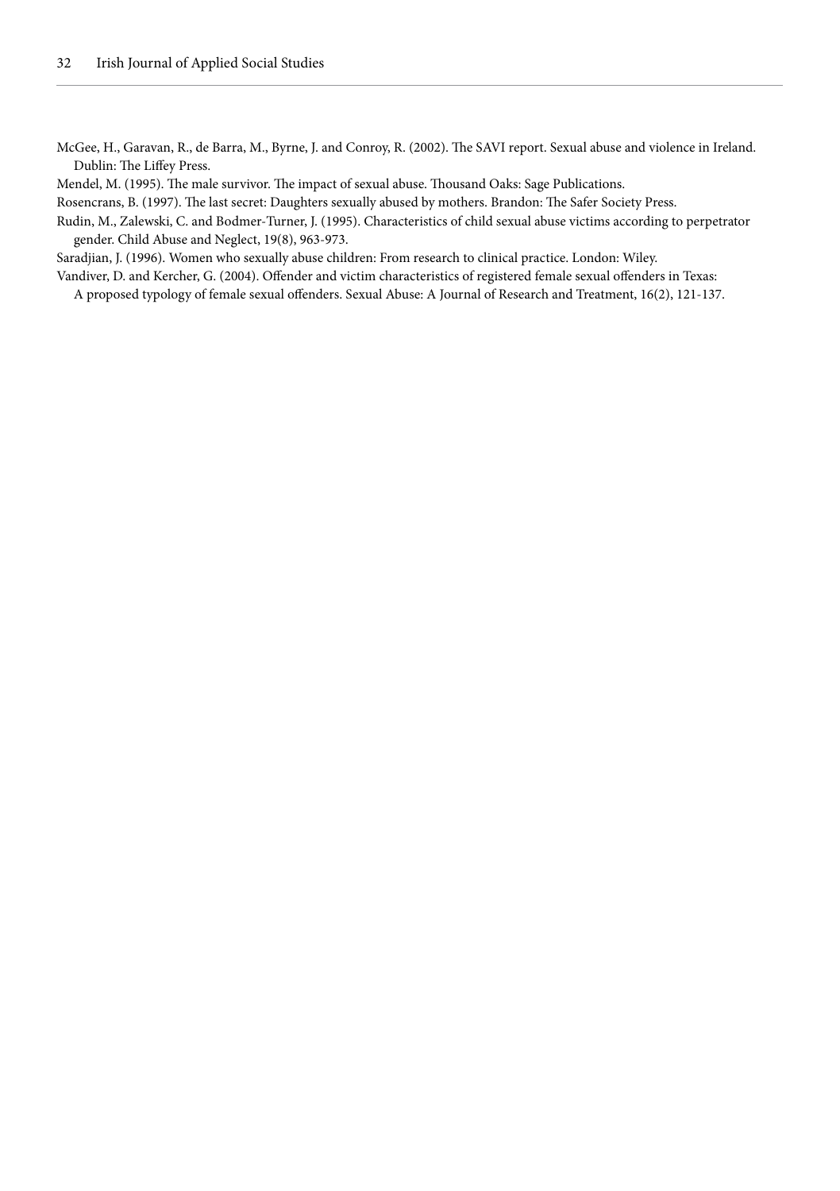McGee, H., Garavan, R., de Barra, M., Byrne, J. and Conroy, R. (2002). The SAVI report. Sexual abuse and violence in Ireland. Dublin: The Liffey Press.

Mendel, M. (1995). The male survivor. The impact of sexual abuse. Thousand Oaks: Sage Publications.

Rosencrans, B. (1997). The last secret: Daughters sexually abused by mothers. Brandon: The Safer Society Press.

Rudin, M., Zalewski, C. and Bodmer-Turner, J. (1995). Characteristics of child sexual abuse victims according to perpetrator gender. Child Abuse and Neglect, 19(8), 963-973.

Saradjian, J. (1996). Women who sexually abuse children: From research to clinical practice. London: Wiley.

Vandiver, D. and Kercher, G. (2004). Offender and victim characteristics of registered female sexual offenders in Texas: A proposed typology of female sexual offenders. Sexual Abuse: A Journal of Research and Treatment, 16(2), 121-137.